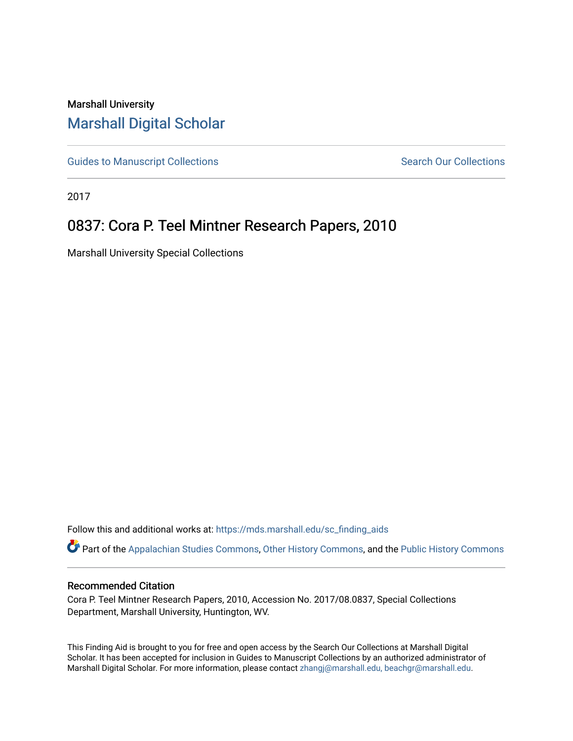Marshall University

# Marshall Digital Scholar

Guides to Manuscript Collections | Search Our Collections

2017

## 0837: Cora P. Teel Mintner Research Papers, 2010

Marshall University Special Collections

Follow this and additional works at: https://mds.marshall.edu/sc_finding_aids

Part of the Appalachian Studies Commons, Other History Commons, and the Public History Commons

### Recommended Citation

Cora P. Teel Mintner Research Papers, 2010, Accession No. 2017/08.0837, Special Collections Department, Marshall University, Huntington, WV.

This Finding Aid is brought to you for free and open access by the Search Our Collections at Marshall Digital Scholar. It has been accepted for inclusion in Guides to Manuscript Collections by an authorized administrator of Marshall Digital Scholar. For more information, please contact zhangj@marshall.edu, beachgr@marshall.edu.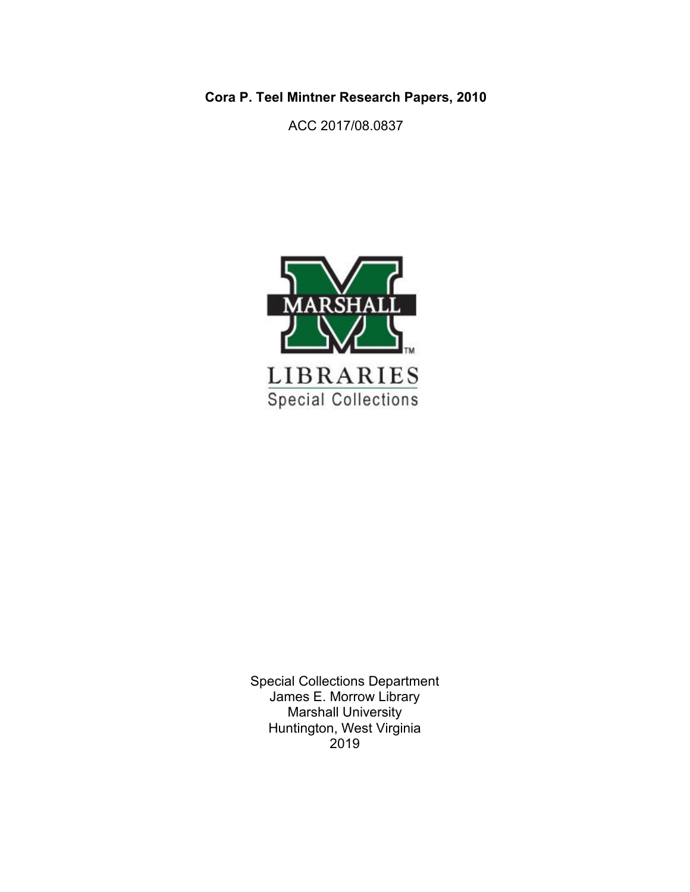**Cora P. Teel Mintner Research Papers, 2010**

ACC 2017/08.0837

Special Collections Department
James E. Morrow Library
Marshall University
Huntington, West Virginia
2019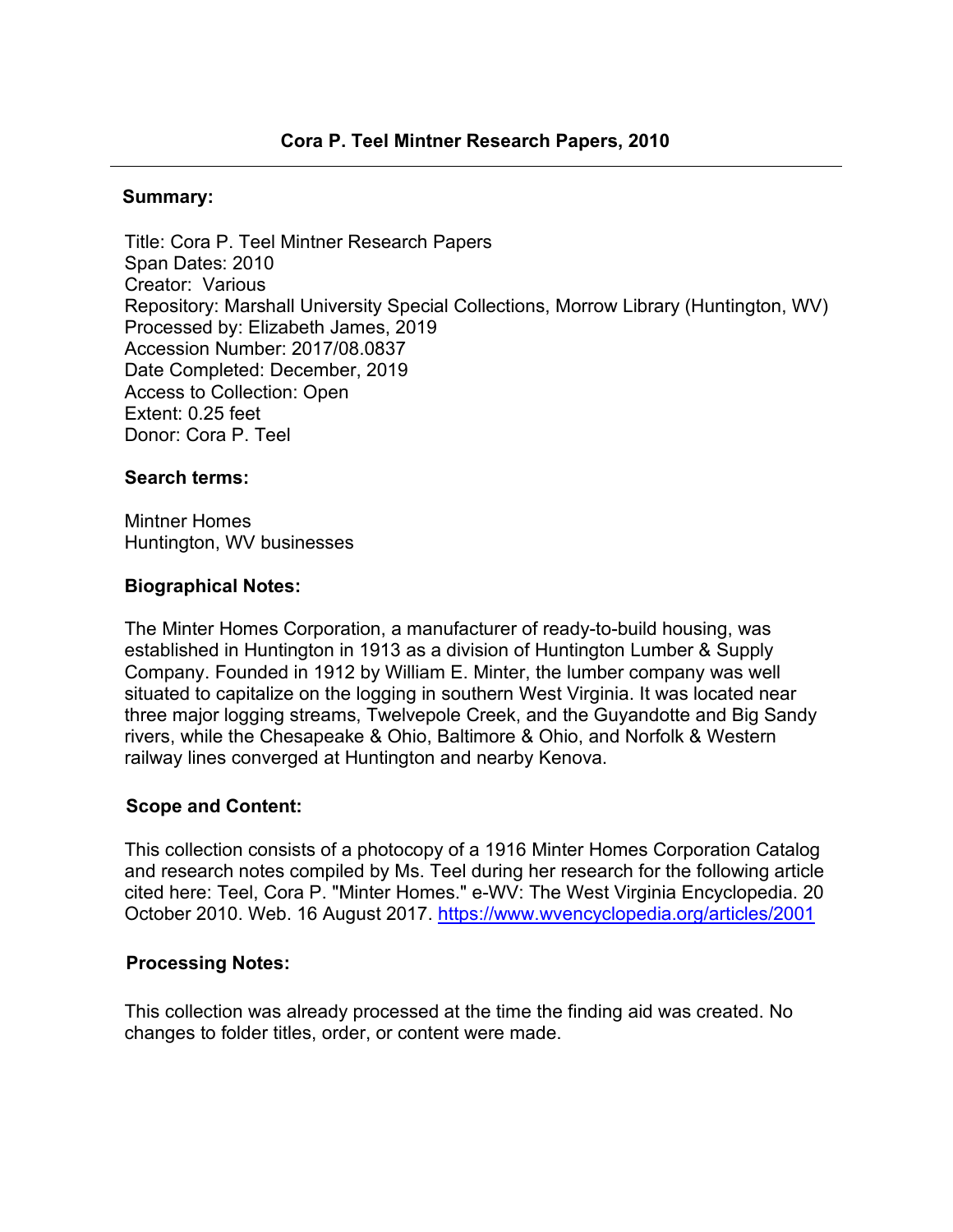## Cora P. Teel Mintner Research Papers, 2010

### Summary:

Title: Cora P. Teel Mintner Research Papers
Span Dates: 2010
Creator: Various
Repository: Marshall University Special Collections, Morrow Library (Huntington, WV)
Processed by: Elizabeth James, 2019
Accession Number: 2017/08.0837
Date Completed: December, 2019
Access to Collection: Open
Extent: 0.25 feet
Donor: Cora P. Teel

### Search terms:

Mintner Homes
Huntington, WV businesses

### Biographical Notes:

The Minter Homes Corporation, a manufacturer of ready-to-build housing, was established in Huntington in 1913 as a division of Huntington Lumber & Supply Company. Founded in 1912 by William E. Minter, the lumber company was well situated to capitalize on the logging in southern West Virginia. It was located near three major logging streams, Twelvepole Creek, and the Guyandotte and Big Sandy rivers, while the Chesapeake & Ohio, Baltimore & Ohio, and Norfolk & Western railway lines converged at Huntington and nearby Kenova.

### Scope and Content:

This collection consists of a photocopy of a 1916 Minter Homes Corporation Catalog and research notes compiled by Ms. Teel during her research for the following article cited here: Teel, Cora P. "Minter Homes." e-WV: The West Virginia Encyclopedia. 20 October 2010. Web. 16 August 2017. https://www.wvencyclopedia.org/articles/2001

### Processing Notes:

This collection was already processed at the time the finding aid was created. No changes to folder titles, order, or content were made.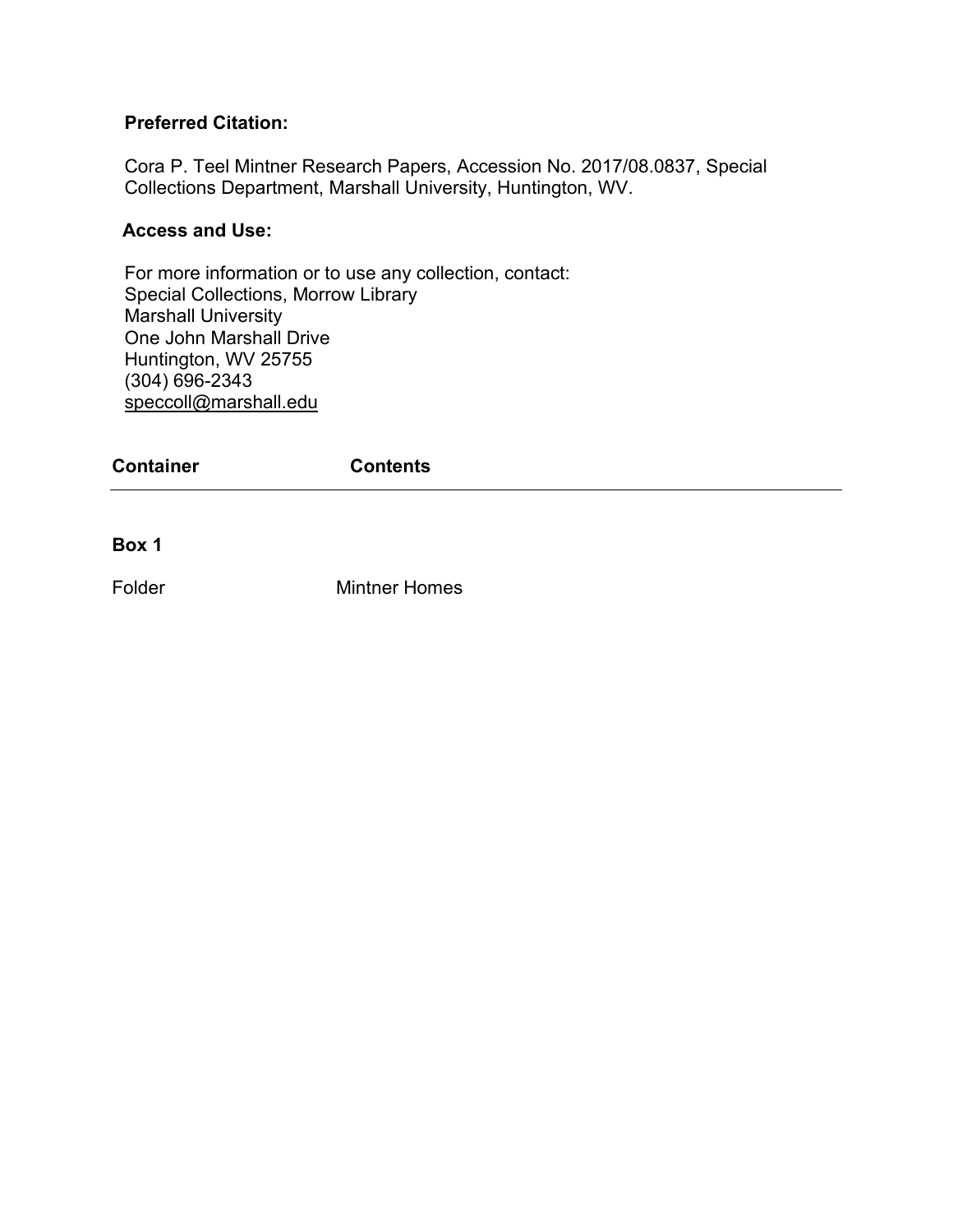**Preferred Citation:**

Cora P. Teel Mintner Research Papers, Accession No. 2017/08.0837, Special Collections Department, Marshall University, Huntington, WV.

**Access and Use:**

For more information or to use any collection, contact:
Special Collections, Morrow Library
Marshall University
One John Marshall Drive
Huntington, WV 25755
(304) 696-2343
speccoll@marshall.edu

| Container | Contents |
|---|---|
| **Box 1** | |
| Folder | Mintner Homes |